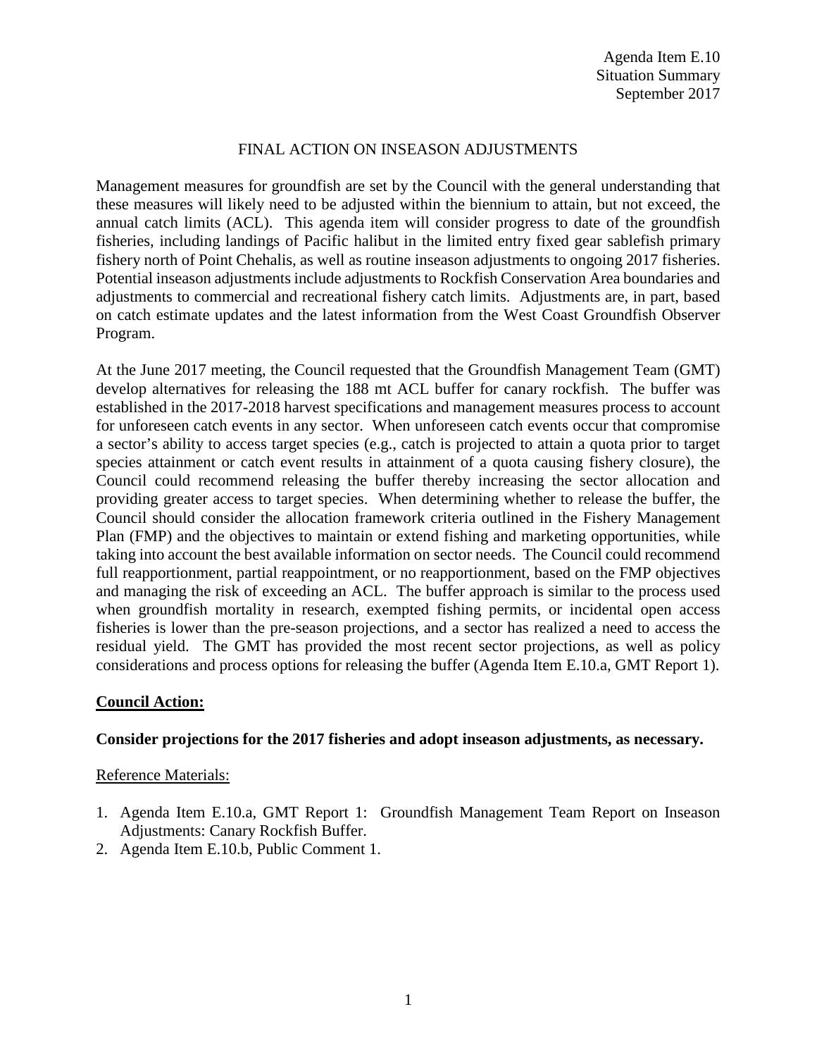Agenda Item E.10
Situation Summary
September 2017

# FINAL ACTION ON INSEASON ADJUSTMENTS

Management measures for groundfish are set by the Council with the general understanding that these measures will likely need to be adjusted within the biennium to attain, but not exceed, the annual catch limits (ACL). This agenda item will consider progress to date of the groundfish fisheries, including landings of Pacific halibut in the limited entry fixed gear sablefish primary fishery north of Point Chehalis, as well as routine inseason adjustments to ongoing 2017 fisheries. Potential inseason adjustments include adjustments to Rockfish Conservation Area boundaries and adjustments to commercial and recreational fishery catch limits. Adjustments are, in part, based on catch estimate updates and the latest information from the West Coast Groundfish Observer Program.

At the June 2017 meeting, the Council requested that the Groundfish Management Team (GMT) develop alternatives for releasing the 188 mt ACL buffer for canary rockfish. The buffer was established in the 2017-2018 harvest specifications and management measures process to account for unforeseen catch events in any sector. When unforeseen catch events occur that compromise a sector's ability to access target species (e.g., catch is projected to attain a quota prior to target species attainment or catch event results in attainment of a quota causing fishery closure), the Council could recommend releasing the buffer thereby increasing the sector allocation and providing greater access to target species. When determining whether to release the buffer, the Council should consider the allocation framework criteria outlined in the Fishery Management Plan (FMP) and the objectives to maintain or extend fishing and marketing opportunities, while taking into account the best available information on sector needs. The Council could recommend full reapportionment, partial reappointment, or no reapportionment, based on the FMP objectives and managing the risk of exceeding an ACL. The buffer approach is similar to the process used when groundfish mortality in research, exempted fishing permits, or incidental open access fisheries is lower than the pre-season projections, and a sector has realized a need to access the residual yield. The GMT has provided the most recent sector projections, as well as policy considerations and process options for releasing the buffer (Agenda Item E.10.a, GMT Report 1).

## Council Action:

**Consider projections for the 2017 fisheries and adopt inseason adjustments, as necessary.**

Reference Materials:

1. Agenda Item E.10.a, GMT Report 1: Groundfish Management Team Report on Inseason Adjustments: Canary Rockfish Buffer.
2. Agenda Item E.10.b, Public Comment 1.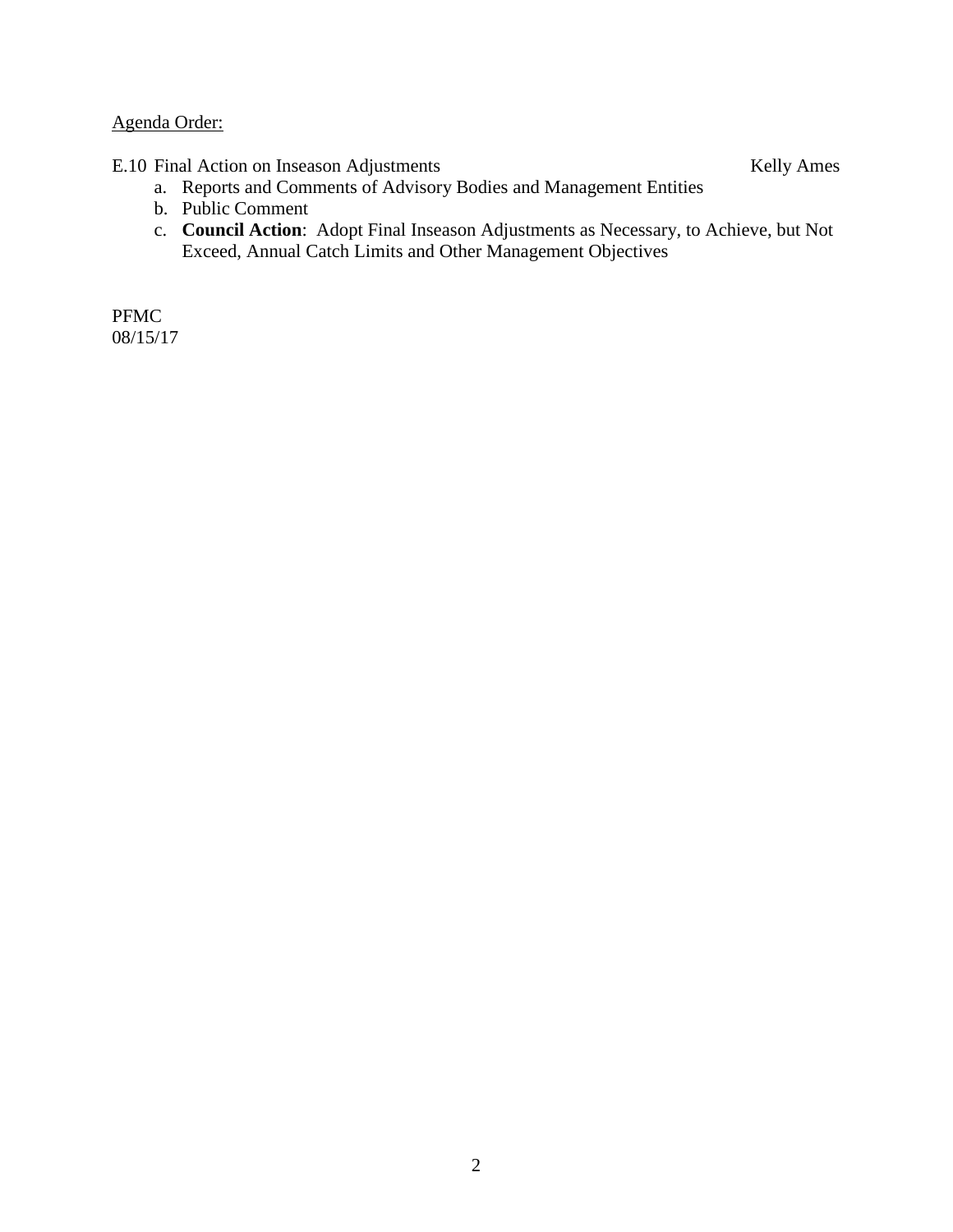<u>Agenda Order:</u>

E.10 Final Action on Inseason Adjustments Kelly Ames

a. Reports and Comments of Advisory Bodies and Management Entities
b. Public Comment
c. **Council Action**: Adopt Final Inseason Adjustments as Necessary, to Achieve, but Not Exceed, Annual Catch Limits and Other Management Objectives

PFMC
08/15/17